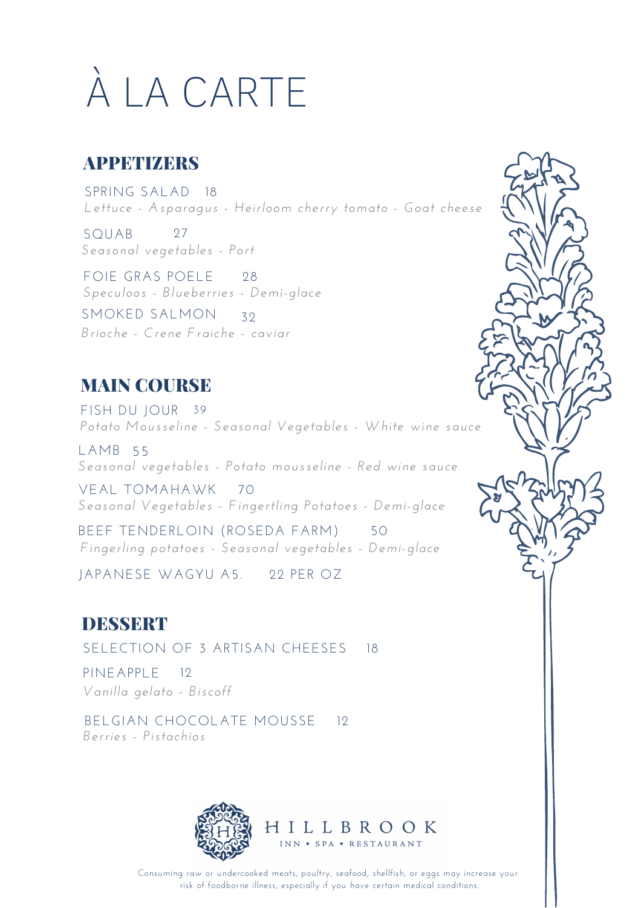# À LA CARTE

## APPETIZERS

SPRING SALAD 18
*Lettuce - Asparagus - Heirloom cherry tomato - Goat cheese*

SQUAB 27
*Seasonal vegetables - Port*

FOIE GRAS POELE 28
*Speculoos - Blueberries - Demi-glace*

SMOKED SALMON 32
*Brioche - Crene Fraiche - caviar*

## MAIN COURSE

FISH DU JOUR 39
*Potato Mousseline - Seasonal Vegetables - White wine sauce*

LAMB 55
*Seasonal vegetables - Potato mousseline - Red wine sauce*

VEAL TOMAHAWK 70
*Seasonal Vegetables - Fingertling Potatoes - Demi-glace*

BEEF TENDERLOIN (ROSEDA FARM) 50
*Fingerling potatoes - Seasonal vegetables - Demi-glace*

JAPANESE WAGYU A5. 22 PER OZ

## DESSERT

SELECTION OF 3 ARTISAN CHEESES 18

PINEAPPLE 12
*Vanilla gelato - Biscoff*

BELGIAN CHOCOLATE MOUSSE 12
*Berries - Pistachios*

HILLBROOK
INN • SPA • RESTAURANT

Consuming raw or undercooked meats, poultry, seafood, shellfish, or eggs may increase your risk of foodborne illness, especially if you have certain medical conditions.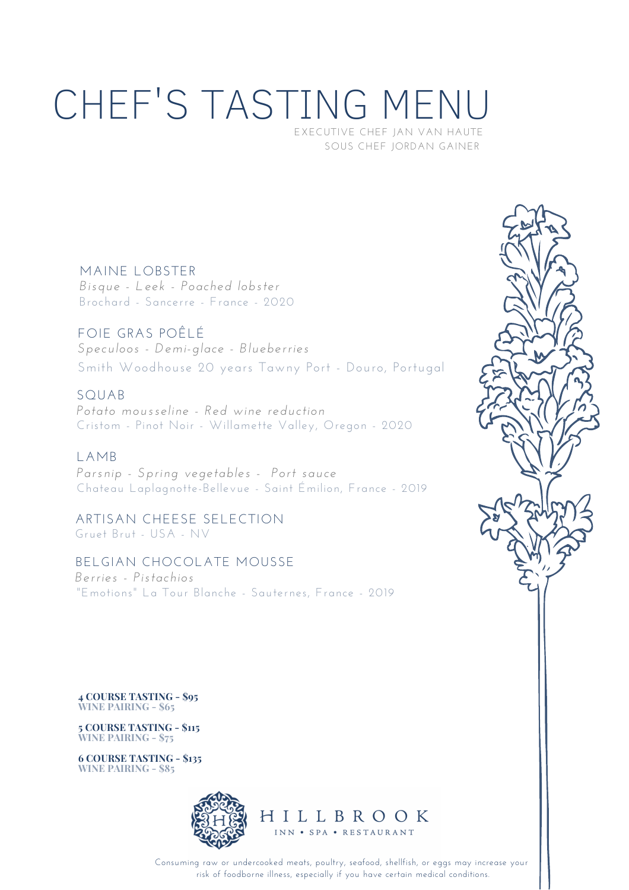# CHEF'S TASTING MENU

EXECUTIVE CHEF JAN VAN HAUTE
SOUS CHEF JORDAN GAINER

## MAINE LOBSTER

*Bisque - Leek - Poached lobster*

Brochard - Sancerre - France - 2020

## FOIE GRAS POÊLÉ

*Speculoos - Demi-glace - Blueberries*

Smith Woodhouse 20 years Tawny Port - Douro, Portugal

## SQUAB

*Potato mousseline - Red wine reduction*

Cristom - Pinot Noir - Willamette Valley, Oregon - 2020

## LAMB

*Parsnip - Spring vegetables - Port sauce*

Chateau Laplagnotte-Bellevue - Saint Émilion, France - 2019

## ARTISAN CHEESE SELECTION

Gruet Brut - USA - NV

## BELGIAN CHOCOLATE MOUSSE

*Berries - Pistachios*

"Emotions" La Tour Blanche - Sauternes, France - 2019

**4 COURSE TASTING - $95**
**WINE PAIRING - $65**

**5 COURSE TASTING - $115**
**WINE PAIRING - $75**

**6 COURSE TASTING - $135**
**WINE PAIRING - $85**

HILLBROOK
INN • SPA • RESTAURANT

Consuming raw or undercooked meats, poultry, seafood, shellfish, or eggs may increase your risk of foodborne illness, especially if you have certain medical conditions.